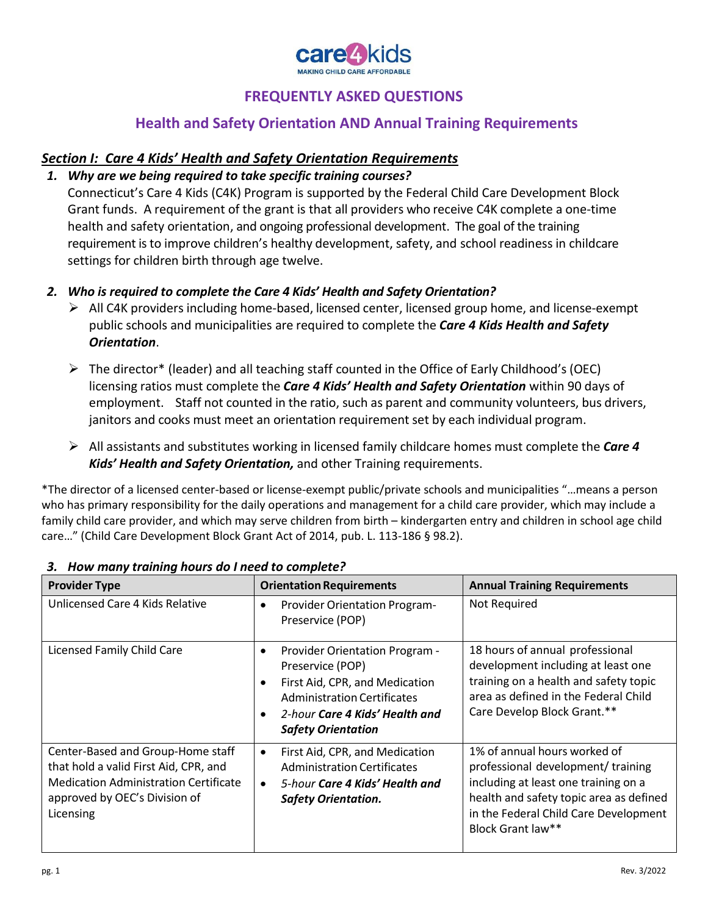care4kids
MAKING CHILD CARE AFFORDABLE

# FREQUENTLY ASKED QUESTIONS

## Health and Safety Orientation AND Annual Training Requirements

### *Section I: Care 4 Kids' Health and Safety Orientation Requirements*

1. ***Why are we being required to take specific training courses?***
Connecticut's Care 4 Kids (C4K) Program is supported by the Federal Child Care Development Block Grant funds. A requirement of the grant is that all providers who receive C4K complete a one-time health and safety orientation, and ongoing professional development. The goal of the training requirement is to improve children's healthy development, safety, and school readiness in childcare settings for children birth through age twelve.

2. ***Who is required to complete the Care 4 Kids' Health and Safety Orientation?***
   - All C4K providers including home-based, licensed center, licensed group home, and license-exempt public schools and municipalities are required to complete the ***Care 4 Kids Health and Safety Orientation***.
   - The director* (leader) and all teaching staff counted in the Office of Early Childhood's (OEC) licensing ratios must complete the ***Care 4 Kids' Health and Safety Orientation*** within 90 days of employment. Staff not counted in the ratio, such as parent and community volunteers, bus drivers, janitors and cooks must meet an orientation requirement set by each individual program.
   - All assistants and substitutes working in licensed family childcare homes must complete the ***Care 4 Kids' Health and Safety Orientation,*** and other Training requirements.

*The director of a licensed center-based or license-exempt public/private schools and municipalities "…means a person who has primary responsibility for the daily operations and management for a child care provider, which may include a family child care provider, and which may serve children from birth – kindergarten entry and children in school age child care…" (Child Care Development Block Grant Act of 2014, pub. L. 113-186 § 98.2).

3. ***How many training hours do I need to complete?***

| Provider Type | Orientation Requirements | Annual Training Requirements |
|---|---|---|
| Unlicensed Care 4 Kids Relative | • Provider Orientation Program-Preservice (POP) | Not Required |
| Licensed Family Child Care | • Provider Orientation Program - Preservice (POP)<br>• First Aid, CPR, and Medication Administration Certificates<br>• *2-hour* ***Care 4 Kids' Health and Safety Orientation*** | 18 hours of annual professional development including at least one training on a health and safety topic area as defined in the Federal Child Care Develop Block Grant.** |
| Center-Based and Group-Home staff that hold a valid First Aid, CPR, and Medication Administration Certificate approved by OEC's Division of Licensing | • First Aid, CPR, and Medication Administration Certificates<br>• *5-hour* ***Care 4 Kids' Health and Safety Orientation.*** | 1% of annual hours worked of professional development/ training including at least one training on a health and safety topic area as defined in the Federal Child Care Development Block Grant law** |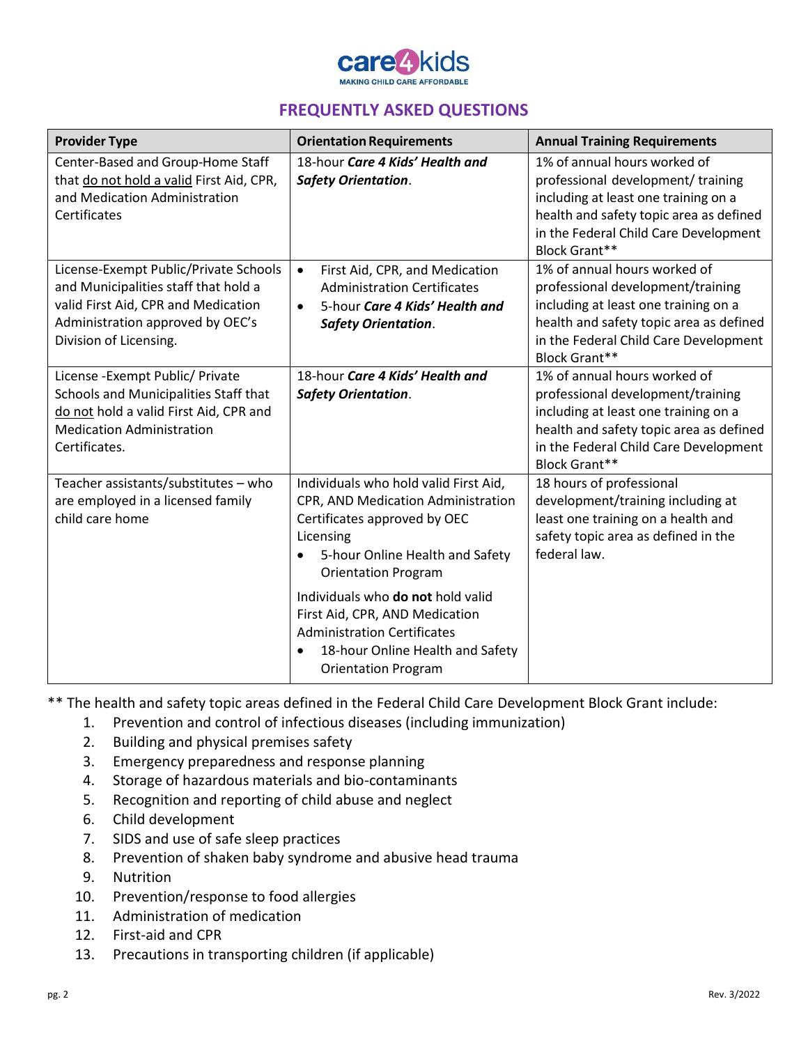care4kids
MAKING CHILD CARE AFFORDABLE

## FREQUENTLY ASKED QUESTIONS

| Provider Type | Orientation Requirements | Annual Training Requirements |
|---|---|---|
| Center-Based and Group-Home Staff that do not hold a valid First Aid, CPR, and Medication Administration Certificates | 18-hour ***Care 4 Kids' Health and Safety Orientation***. | 1% of annual hours worked of professional development/ training including at least one training on a health and safety topic area as defined in the Federal Child Care Development Block Grant** |
| License-Exempt Public/Private Schools and Municipalities staff that hold a valid First Aid, CPR and Medication Administration approved by OEC's Division of Licensing. | • First Aid, CPR, and Medication Administration Certificates<br>• 5-hour ***Care 4 Kids' Health and Safety Orientation***. | 1% of annual hours worked of professional development/training including at least one training on a health and safety topic area as defined in the Federal Child Care Development Block Grant** |
| License -Exempt Public/ Private Schools and Municipalities Staff that do not hold a valid First Aid, CPR and Medication Administration Certificates. | 18-hour ***Care 4 Kids' Health and Safety Orientation***. | 1% of annual hours worked of professional development/training including at least one training on a health and safety topic area as defined in the Federal Child Care Development Block Grant** |
| Teacher assistants/substitutes – who are employed in a licensed family child care home | Individuals who hold valid First Aid, CPR, AND Medication Administration Certificates approved by OEC Licensing<br>• 5-hour Online Health and Safety Orientation Program<br><br>Individuals who **do not** hold valid First Aid, CPR, AND Medication Administration Certificates<br>• 18-hour Online Health and Safety Orientation Program | 18 hours of professional development/training including at least one training on a health and safety topic area as defined in the federal law. |

** The health and safety topic areas defined in the Federal Child Care Development Block Grant include:

1. Prevention and control of infectious diseases (including immunization)
2. Building and physical premises safety
3. Emergency preparedness and response planning
4. Storage of hazardous materials and bio-contaminants
5. Recognition and reporting of child abuse and neglect
6. Child development
7. SIDS and use of safe sleep practices
8. Prevention of shaken baby syndrome and abusive head trauma
9. Nutrition
10. Prevention/response to food allergies
11. Administration of medication
12. First-aid and CPR
13. Precautions in transporting children (if applicable)

Rev. 3/2022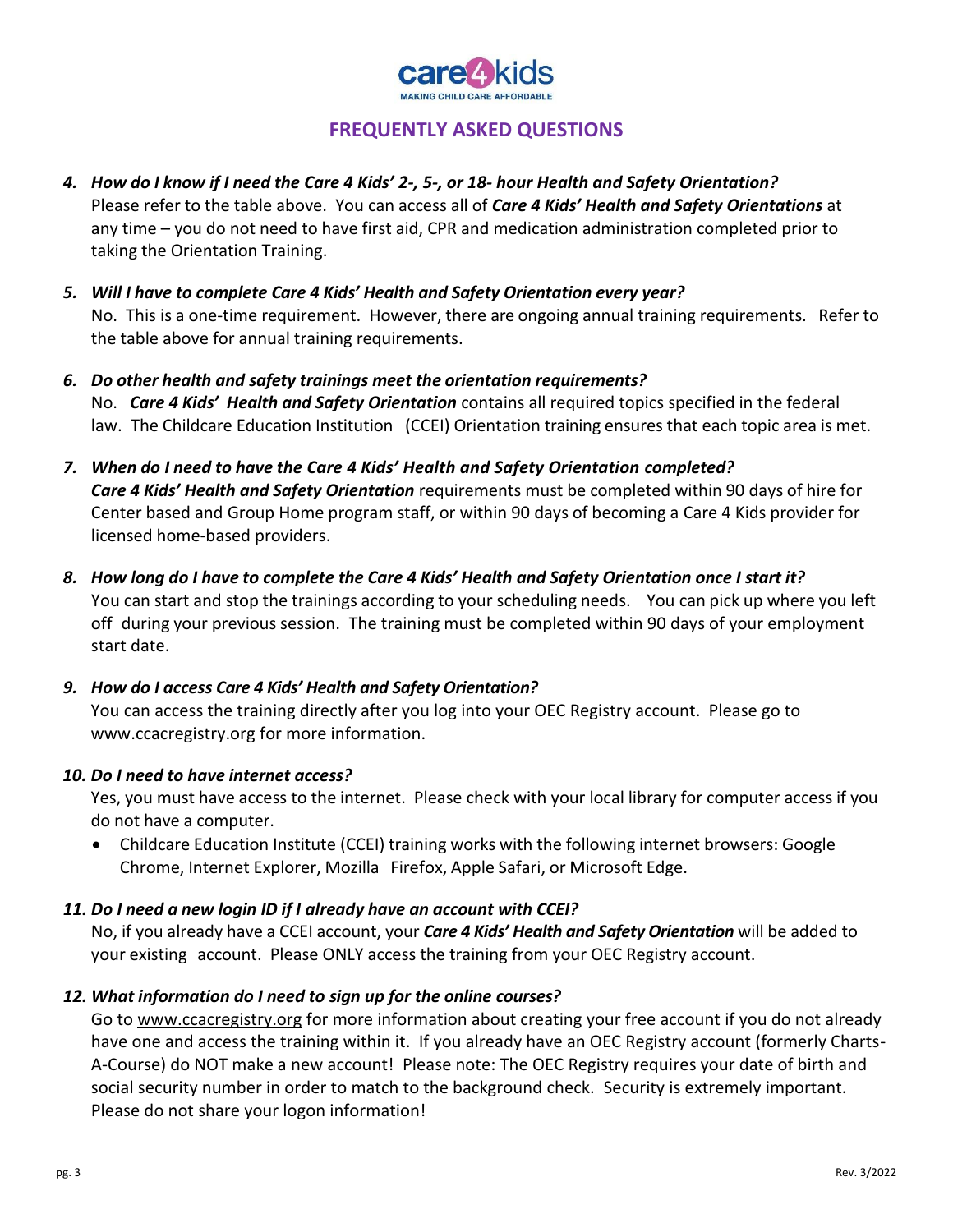care4kids
MAKING CHILD CARE AFFORDABLE

## FREQUENTLY ASKED QUESTIONS

4. ***How do I know if I need the Care 4 Kids' 2-, 5-, or 18- hour Health and Safety Orientation?***
   Please refer to the table above. You can access all of ***Care 4 Kids' Health and Safety Orientations*** at any time – you do not need to have first aid, CPR and medication administration completed prior to taking the Orientation Training.

5. ***Will I have to complete Care 4 Kids' Health and Safety Orientation every year?***
   No. This is a one-time requirement. However, there are ongoing annual training requirements. Refer to the table above for annual training requirements.

6. ***Do other health and safety trainings meet the orientation requirements?***
   No. ***Care 4 Kids' Health and Safety Orientation*** contains all required topics specified in the federal law. The Childcare Education Institution (CCEI) Orientation training ensures that each topic area is met.

7. ***When do I need to have the Care 4 Kids' Health and Safety Orientation completed?***
   ***Care 4 Kids' Health and Safety Orientation*** requirements must be completed within 90 days of hire for Center based and Group Home program staff, or within 90 days of becoming a Care 4 Kids provider for licensed home-based providers.

8. ***How long do I have to complete the Care 4 Kids' Health and Safety Orientation once I start it?***
   You can start and stop the trainings according to your scheduling needs. You can pick up where you left off during your previous session. The training must be completed within 90 days of your employment start date.

9. ***How do I access Care 4 Kids' Health and Safety Orientation?***
   You can access the training directly after you log into your OEC Registry account. Please go to www.ccacregistry.org for more information.

10. ***Do I need to have internet access?***
    Yes, you must have access to the internet. Please check with your local library for computer access if you do not have a computer.
    - Childcare Education Institute (CCEI) training works with the following internet browsers: Google Chrome, Internet Explorer, Mozilla Firefox, Apple Safari, or Microsoft Edge.

11. ***Do I need a new login ID if I already have an account with CCEI?***
    No, if you already have a CCEI account, your ***Care 4 Kids' Health and Safety Orientation*** will be added to your existing account. Please ONLY access the training from your OEC Registry account.

12. ***What information do I need to sign up for the online courses?***
    Go to www.ccacregistry.org for more information about creating your free account if you do not already have one and access the training within it. If you already have an OEC Registry account (formerly Charts-A-Course) do NOT make a new account! Please note: The OEC Registry requires your date of birth and social security number in order to match to the background check. Security is extremely important. Please do not share your logon information!

Rev. 3/2022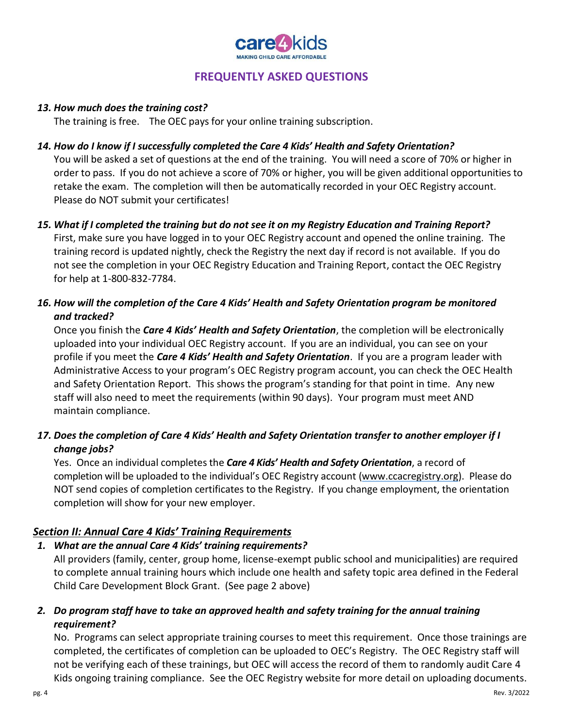## FREQUENTLY ASKED QUESTIONS

***13. How much does the training cost?***

The training is free. The OEC pays for your online training subscription.

***14. How do I know if I successfully completed the Care 4 Kids' Health and Safety Orientation?***

You will be asked a set of questions at the end of the training. You will need a score of 70% or higher in order to pass. If you do not achieve a score of 70% or higher, you will be given additional opportunities to retake the exam. The completion will then be automatically recorded in your OEC Registry account. Please do NOT submit your certificates!

***15. What if I completed the training but do not see it on my Registry Education and Training Report?***

First, make sure you have logged in to your OEC Registry account and opened the online training. The training record is updated nightly, check the Registry the next day if record is not available. If you do not see the completion in your OEC Registry Education and Training Report, contact the OEC Registry for help at 1-800-832-7784.

***16. How will the completion of the Care 4 Kids' Health and Safety Orientation program be monitored and tracked?***

Once you finish the ***Care 4 Kids' Health and Safety Orientation***, the completion will be electronically uploaded into your individual OEC Registry account. If you are an individual, you can see on your profile if you meet the ***Care 4 Kids' Health and Safety Orientation***. If you are a program leader with Administrative Access to your program's OEC Registry program account, you can check the OEC Health and Safety Orientation Report. This shows the program's standing for that point in time. Any new staff will also need to meet the requirements (within 90 days). Your program must meet AND maintain compliance.

***17. Does the completion of Care 4 Kids' Health and Safety Orientation transfer to another employer if I change jobs?***

Yes. Once an individual completes the ***Care 4 Kids' Health and Safety Orientation***, a record of completion will be uploaded to the individual's OEC Registry account (www.ccacregistry.org). Please do NOT send copies of completion certificates to the Registry. If you change employment, the orientation completion will show for your new employer.

### ***Section II: Annual Care 4 Kids' Training Requirements***

***1. What are the annual Care 4 Kids' training requirements?***

All providers (family, center, group home, license-exempt public school and municipalities) are required to complete annual training hours which include one health and safety topic area defined in the Federal Child Care Development Block Grant. (See page 2 above)

***2. Do program staff have to take an approved health and safety training for the annual training requirement?***

No. Programs can select appropriate training courses to meet this requirement. Once those trainings are completed, the certificates of completion can be uploaded to OEC's Registry. The OEC Registry staff will not be verifying each of these trainings, but OEC will access the record of them to randomly audit Care 4 Kids ongoing training compliance. See the OEC Registry website for more detail on uploading documents.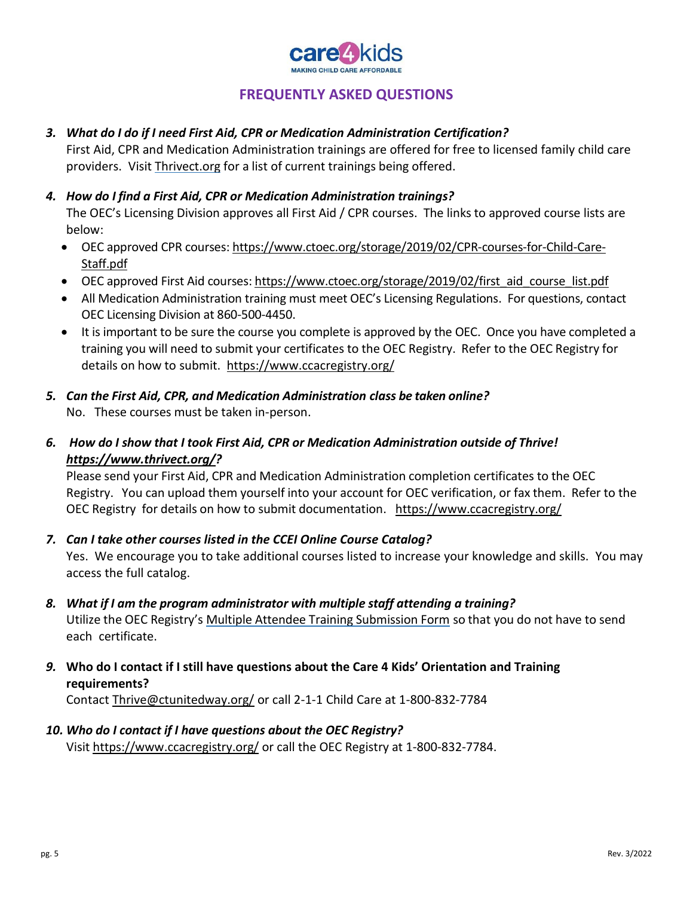care4kids
MAKING CHILD CARE AFFORDABLE

## FREQUENTLY ASKED QUESTIONS

3. ***What do I do if I need First Aid, CPR or Medication Administration Certification?***
   First Aid, CPR and Medication Administration trainings are offered for free to licensed family child care providers. Visit Thrivect.org for a list of current trainings being offered.

4. ***How do I find a First Aid, CPR or Medication Administration trainings?***
   The OEC's Licensing Division approves all First Aid / CPR courses. The links to approved course lists are below:
   - OEC approved CPR courses: https://www.ctoec.org/storage/2019/02/CPR-courses-for-Child-Care-Staff.pdf
   - OEC approved First Aid courses: https://www.ctoec.org/storage/2019/02/first_aid_course_list.pdf
   - All Medication Administration training must meet OEC's Licensing Regulations. For questions, contact OEC Licensing Division at 860-500-4450.
   - It is important to be sure the course you complete is approved by the OEC. Once you have completed a training you will need to submit your certificates to the OEC Registry. Refer to the OEC Registry for details on how to submit. https://www.ccacregistry.org/

5. ***Can the First Aid, CPR, and Medication Administration class be taken online?***
   No. These courses must be taken in-person.

6. ***How do I show that I took First Aid, CPR or Medication Administration outside of Thrive! https://www.thrivect.org/?***
   Please send your First Aid, CPR and Medication Administration completion certificates to the OEC Registry. You can upload them yourself into your account for OEC verification, or fax them. Refer to the OEC Registry for details on how to submit documentation. https://www.ccacregistry.org/

7. ***Can I take other courses listed in the CCEI Online Course Catalog?***
   Yes. We encourage you to take additional courses listed to increase your knowledge and skills. You may access the full catalog.

8. ***What if I am the program administrator with multiple staff attending a training?***
   Utilize the OEC Registry's Multiple Attendee Training Submission Form so that you do not have to send each certificate.

9. **Who do I contact if I still have questions about the Care 4 Kids' Orientation and Training requirements?**
   Contact Thrive@ctunitedway.org/ or call 2-1-1 Child Care at 1-800-832-7784

10. ***Who do I contact if I have questions about the OEC Registry?***
    Visit https://www.ccacregistry.org/ or call the OEC Registry at 1-800-832-7784.

Rev. 3/2022